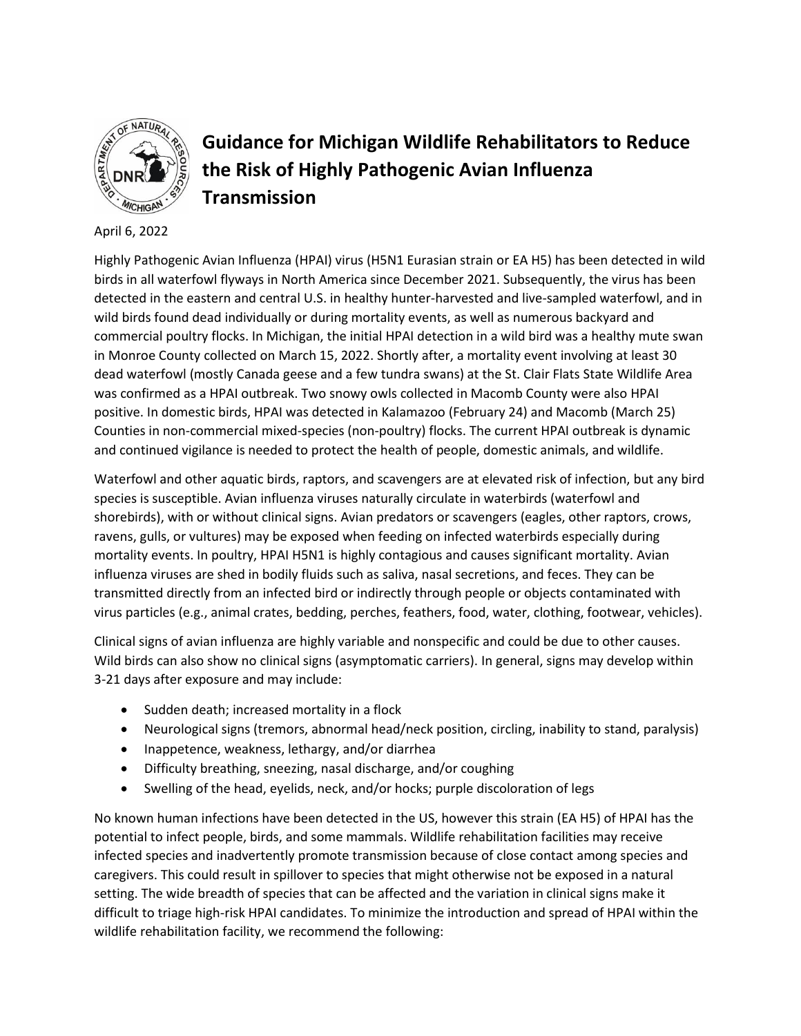# Guidance for Michigan Wildlife Rehabilitators to Reduce the Risk of Highly Pathogenic Avian Influenza Transmission

April 6, 2022

Highly Pathogenic Avian Influenza (HPAI) virus (H5N1 Eurasian strain or EA H5) has been detected in wild birds in all waterfowl flyways in North America since December 2021. Subsequently, the virus has been detected in the eastern and central U.S. in healthy hunter-harvested and live-sampled waterfowl, and in wild birds found dead individually or during mortality events, as well as numerous backyard and commercial poultry flocks. In Michigan, the initial HPAI detection in a wild bird was a healthy mute swan in Monroe County collected on March 15, 2022. Shortly after, a mortality event involving at least 30 dead waterfowl (mostly Canada geese and a few tundra swans) at the St. Clair Flats State Wildlife Area was confirmed as a HPAI outbreak. Two snowy owls collected in Macomb County were also HPAI positive. In domestic birds, HPAI was detected in Kalamazoo (February 24) and Macomb (March 25) Counties in non-commercial mixed-species (non-poultry) flocks. The current HPAI outbreak is dynamic and continued vigilance is needed to protect the health of people, domestic animals, and wildlife.

Waterfowl and other aquatic birds, raptors, and scavengers are at elevated risk of infection, but any bird species is susceptible. Avian influenza viruses naturally circulate in waterbirds (waterfowl and shorebirds), with or without clinical signs. Avian predators or scavengers (eagles, other raptors, crows, ravens, gulls, or vultures) may be exposed when feeding on infected waterbirds especially during mortality events. In poultry, HPAI H5N1 is highly contagious and causes significant mortality. Avian influenza viruses are shed in bodily fluids such as saliva, nasal secretions, and feces. They can be transmitted directly from an infected bird or indirectly through people or objects contaminated with virus particles (e.g., animal crates, bedding, perches, feathers, food, water, clothing, footwear, vehicles).

Clinical signs of avian influenza are highly variable and nonspecific and could be due to other causes. Wild birds can also show no clinical signs (asymptomatic carriers). In general, signs may develop within 3-21 days after exposure and may include:

- Sudden death; increased mortality in a flock
- Neurological signs (tremors, abnormal head/neck position, circling, inability to stand, paralysis)
- Inappetence, weakness, lethargy, and/or diarrhea
- Difficulty breathing, sneezing, nasal discharge, and/or coughing
- Swelling of the head, eyelids, neck, and/or hocks; purple discoloration of legs

No known human infections have been detected in the US, however this strain (EA H5) of HPAI has the potential to infect people, birds, and some mammals. Wildlife rehabilitation facilities may receive infected species and inadvertently promote transmission because of close contact among species and caregivers. This could result in spillover to species that might otherwise not be exposed in a natural setting. The wide breadth of species that can be affected and the variation in clinical signs make it difficult to triage high-risk HPAI candidates. To minimize the introduction and spread of HPAI within the wildlife rehabilitation facility, we recommend the following: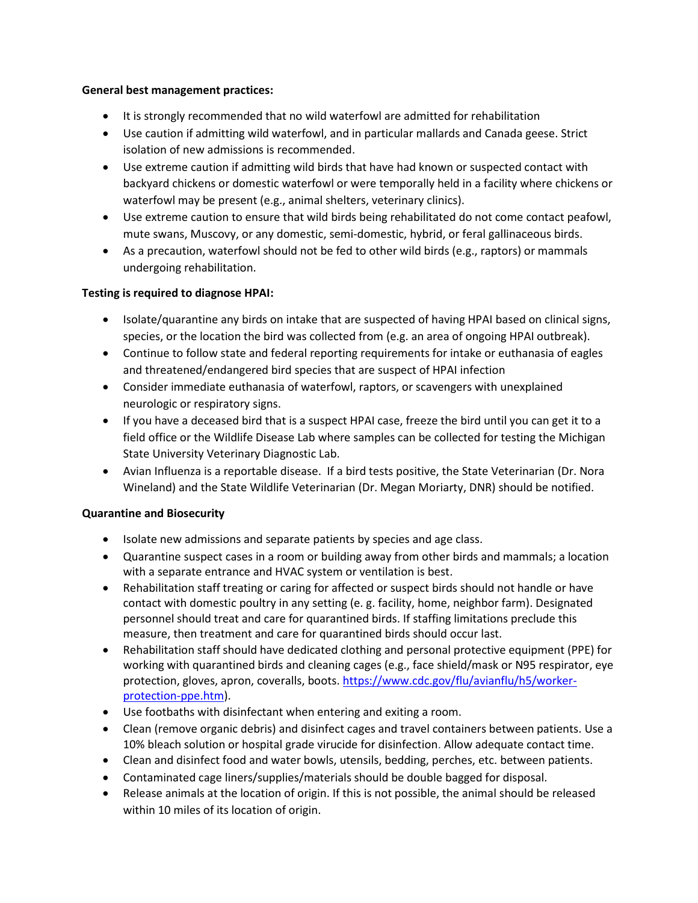**General best management practices:**

- It is strongly recommended that no wild waterfowl are admitted for rehabilitation
- Use caution if admitting wild waterfowl, and in particular mallards and Canada geese. Strict isolation of new admissions is recommended.
- Use extreme caution if admitting wild birds that have had known or suspected contact with backyard chickens or domestic waterfowl or were temporally held in a facility where chickens or waterfowl may be present (e.g., animal shelters, veterinary clinics).
- Use extreme caution to ensure that wild birds being rehabilitated do not come contact peafowl, mute swans, Muscovy, or any domestic, semi-domestic, hybrid, or feral gallinaceous birds.
- As a precaution, waterfowl should not be fed to other wild birds (e.g., raptors) or mammals undergoing rehabilitation.

**Testing is required to diagnose HPAI:**

- Isolate/quarantine any birds on intake that are suspected of having HPAI based on clinical signs, species, or the location the bird was collected from (e.g. an area of ongoing HPAI outbreak).
- Continue to follow state and federal reporting requirements for intake or euthanasia of eagles and threatened/endangered bird species that are suspect of HPAI infection
- Consider immediate euthanasia of waterfowl, raptors, or scavengers with unexplained neurologic or respiratory signs.
- If you have a deceased bird that is a suspect HPAI case, freeze the bird until you can get it to a field office or the Wildlife Disease Lab where samples can be collected for testing the Michigan State University Veterinary Diagnostic Lab.
- Avian Influenza is a reportable disease. If a bird tests positive, the State Veterinarian (Dr. Nora Wineland) and the State Wildlife Veterinarian (Dr. Megan Moriarty, DNR) should be notified.

**Quarantine and Biosecurity**

- Isolate new admissions and separate patients by species and age class.
- Quarantine suspect cases in a room or building away from other birds and mammals; a location with a separate entrance and HVAC system or ventilation is best.
- Rehabilitation staff treating or caring for affected or suspect birds should not handle or have contact with domestic poultry in any setting (e. g. facility, home, neighbor farm). Designated personnel should treat and care for quarantined birds. If staffing limitations preclude this measure, then treatment and care for quarantined birds should occur last.
- Rehabilitation staff should have dedicated clothing and personal protective equipment (PPE) for working with quarantined birds and cleaning cages (e.g., face shield/mask or N95 respirator, eye protection, gloves, apron, coveralls, boots. [https://www.cdc.gov/flu/avianflu/h5/worker-protection-ppe.htm](https://www.cdc.gov/flu/avianflu/h5/worker-protection-ppe.htm)).
- Use footbaths with disinfectant when entering and exiting a room.
- Clean (remove organic debris) and disinfect cages and travel containers between patients. Use a 10% bleach solution or hospital grade virucide for disinfection. Allow adequate contact time.
- Clean and disinfect food and water bowls, utensils, bedding, perches, etc. between patients.
- Contaminated cage liners/supplies/materials should be double bagged for disposal.
- Release animals at the location of origin. If this is not possible, the animal should be released within 10 miles of its location of origin.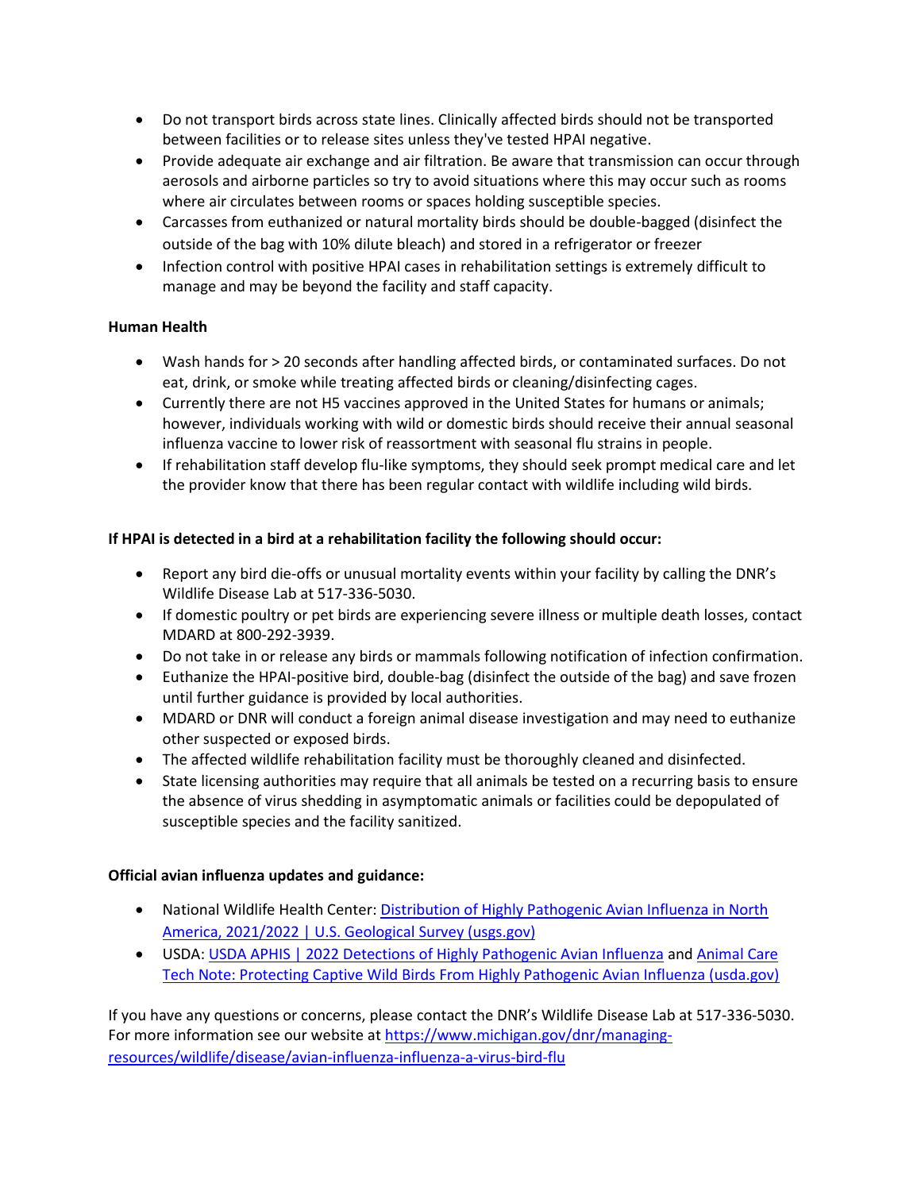- Do not transport birds across state lines. Clinically affected birds should not be transported between facilities or to release sites unless they've tested HPAI negative.
- Provide adequate air exchange and air filtration. Be aware that transmission can occur through aerosols and airborne particles so try to avoid situations where this may occur such as rooms where air circulates between rooms or spaces holding susceptible species.
- Carcasses from euthanized or natural mortality birds should be double-bagged (disinfect the outside of the bag with 10% dilute bleach) and stored in a refrigerator or freezer
- Infection control with positive HPAI cases in rehabilitation settings is extremely difficult to manage and may be beyond the facility and staff capacity.

**Human Health**

- Wash hands for > 20 seconds after handling affected birds, or contaminated surfaces. Do not eat, drink, or smoke while treating affected birds or cleaning/disinfecting cages.
- Currently there are not H5 vaccines approved in the United States for humans or animals; however, individuals working with wild or domestic birds should receive their annual seasonal influenza vaccine to lower risk of reassortment with seasonal flu strains in people.
- If rehabilitation staff develop flu-like symptoms, they should seek prompt medical care and let the provider know that there has been regular contact with wildlife including wild birds.

**If HPAI is detected in a bird at a rehabilitation facility the following should occur:**

- Report any bird die-offs or unusual mortality events within your facility by calling the DNR's Wildlife Disease Lab at 517-336-5030.
- If domestic poultry or pet birds are experiencing severe illness or multiple death losses, contact MDARD at 800-292-3939.
- Do not take in or release any birds or mammals following notification of infection confirmation.
- Euthanize the HPAI-positive bird, double-bag (disinfect the outside of the bag) and save frozen until further guidance is provided by local authorities.
- MDARD or DNR will conduct a foreign animal disease investigation and may need to euthanize other suspected or exposed birds.
- The affected wildlife rehabilitation facility must be thoroughly cleaned and disinfected.
- State licensing authorities may require that all animals be tested on a recurring basis to ensure the absence of virus shedding in asymptomatic animals or facilities could be depopulated of susceptible species and the facility sanitized.

**Official avian influenza updates and guidance:**

- National Wildlife Health Center: [Distribution of Highly Pathogenic Avian Influenza in North America, 2021/2022 | U.S. Geological Survey (usgs.gov)]
- USDA: [USDA APHIS | 2022 Detections of Highly Pathogenic Avian Influenza] and [Animal Care Tech Note: Protecting Captive Wild Birds From Highly Pathogenic Avian Influenza (usda.gov)]

If you have any questions or concerns, please contact the DNR's Wildlife Disease Lab at 517-336-5030. For more information see our website at https://www.michigan.gov/dnr/managing-resources/wildlife/disease/avian-influenza-influenza-a-virus-bird-flu